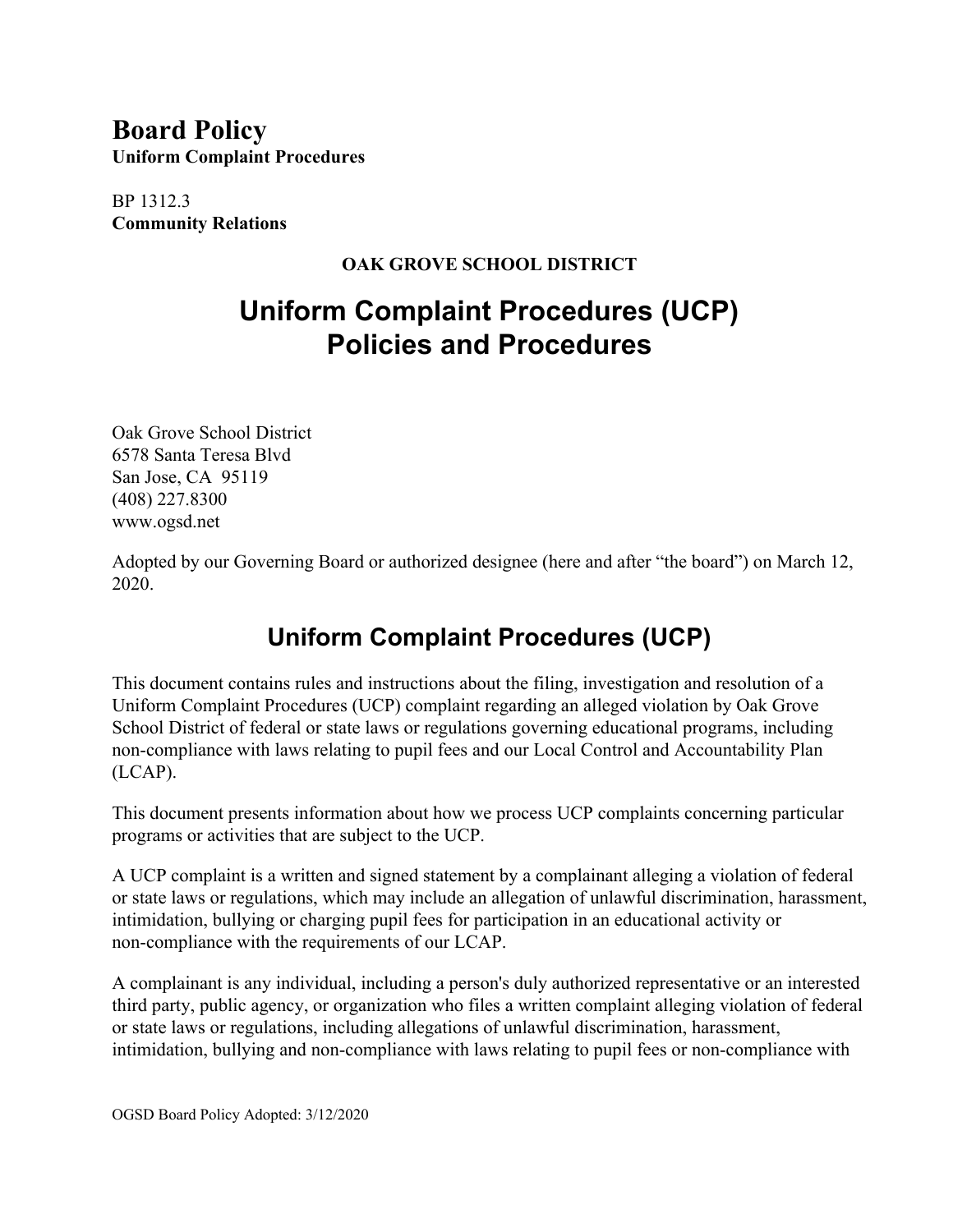# Board Policy

**Uniform Complaint Procedures**

BP 1312.3
**Community Relations**

**OAK GROVE SCHOOL DISTRICT**

# Uniform Complaint Procedures (UCP) Policies and Procedures

Oak Grove School District
6578 Santa Teresa Blvd
San Jose, CA 95119
(408) 227.8300
www.ogsd.net

Adopted by our Governing Board or authorized designee (here and after "the board") on March 12, 2020.

## Uniform Complaint Procedures (UCP)

This document contains rules and instructions about the filing, investigation and resolution of a Uniform Complaint Procedures (UCP) complaint regarding an alleged violation by Oak Grove School District of federal or state laws or regulations governing educational programs, including non-compliance with laws relating to pupil fees and our Local Control and Accountability Plan (LCAP).

This document presents information about how we process UCP complaints concerning particular programs or activities that are subject to the UCP.

A UCP complaint is a written and signed statement by a complainant alleging a violation of federal or state laws or regulations, which may include an allegation of unlawful discrimination, harassment, intimidation, bullying or charging pupil fees for participation in an educational activity or non-compliance with the requirements of our LCAP.

A complainant is any individual, including a person's duly authorized representative or an interested third party, public agency, or organization who files a written complaint alleging violation of federal or state laws or regulations, including allegations of unlawful discrimination, harassment, intimidation, bullying and non-compliance with laws relating to pupil fees or non-compliance with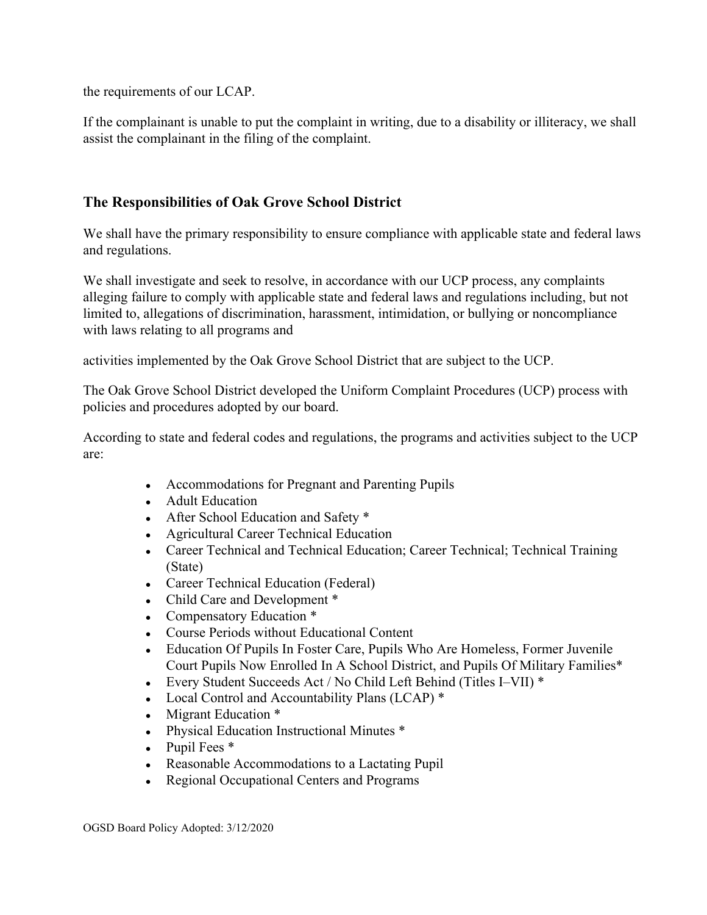the requirements of our LCAP.

If the complainant is unable to put the complaint in writing, due to a disability or illiteracy, we shall assist the complainant in the filing of the complaint.

## The Responsibilities of Oak Grove School District

We shall have the primary responsibility to ensure compliance with applicable state and federal laws and regulations.

We shall investigate and seek to resolve, in accordance with our UCP process, any complaints alleging failure to comply with applicable state and federal laws and regulations including, but not limited to, allegations of discrimination, harassment, intimidation, or bullying or noncompliance with laws relating to all programs and

activities implemented by the Oak Grove School District that are subject to the UCP.

The Oak Grove School District developed the Uniform Complaint Procedures (UCP) process with policies and procedures adopted by our board.

According to state and federal codes and regulations, the programs and activities subject to the UCP are:

- Accommodations for Pregnant and Parenting Pupils
- Adult Education
- After School Education and Safety *
- Agricultural Career Technical Education
- Career Technical and Technical Education; Career Technical; Technical Training (State)
- Career Technical Education (Federal)
- Child Care and Development *
- Compensatory Education *
- Course Periods without Educational Content
- Education Of Pupils In Foster Care, Pupils Who Are Homeless, Former Juvenile Court Pupils Now Enrolled In A School District, and Pupils Of Military Families*
- Every Student Succeeds Act / No Child Left Behind (Titles I–VII) *
- Local Control and Accountability Plans (LCAP) *
- Migrant Education *
- Physical Education Instructional Minutes *
- Pupil Fees *
- Reasonable Accommodations to a Lactating Pupil
- Regional Occupational Centers and Programs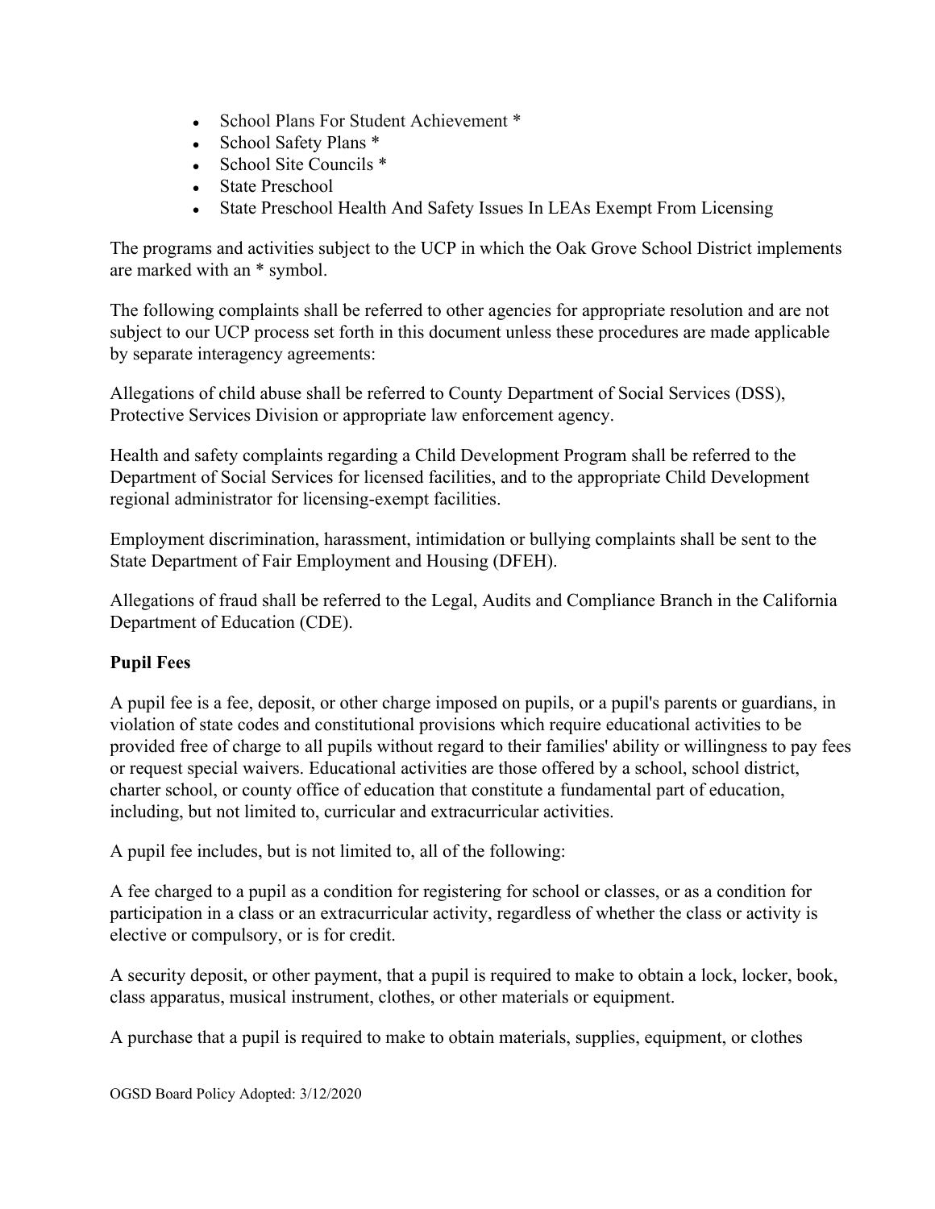- School Plans For Student Achievement *
- School Safety Plans *
- School Site Councils *
- State Preschool
- State Preschool Health And Safety Issues In LEAs Exempt From Licensing

The programs and activities subject to the UCP in which the Oak Grove School District implements are marked with an * symbol.

The following complaints shall be referred to other agencies for appropriate resolution and are not subject to our UCP process set forth in this document unless these procedures are made applicable by separate interagency agreements:

Allegations of child abuse shall be referred to County Department of Social Services (DSS), Protective Services Division or appropriate law enforcement agency.

Health and safety complaints regarding a Child Development Program shall be referred to the Department of Social Services for licensed facilities, and to the appropriate Child Development regional administrator for licensing-exempt facilities.

Employment discrimination, harassment, intimidation or bullying complaints shall be sent to the State Department of Fair Employment and Housing (DFEH).

Allegations of fraud shall be referred to the Legal, Audits and Compliance Branch in the California Department of Education (CDE).

**Pupil Fees**

A pupil fee is a fee, deposit, or other charge imposed on pupils, or a pupil's parents or guardians, in violation of state codes and constitutional provisions which require educational activities to be provided free of charge to all pupils without regard to their families' ability or willingness to pay fees or request special waivers. Educational activities are those offered by a school, school district, charter school, or county office of education that constitute a fundamental part of education, including, but not limited to, curricular and extracurricular activities.

A pupil fee includes, but is not limited to, all of the following:

A fee charged to a pupil as a condition for registering for school or classes, or as a condition for participation in a class or an extracurricular activity, regardless of whether the class or activity is elective or compulsory, or is for credit.

A security deposit, or other payment, that a pupil is required to make to obtain a lock, locker, book, class apparatus, musical instrument, clothes, or other materials or equipment.

A purchase that a pupil is required to make to obtain materials, supplies, equipment, or clothes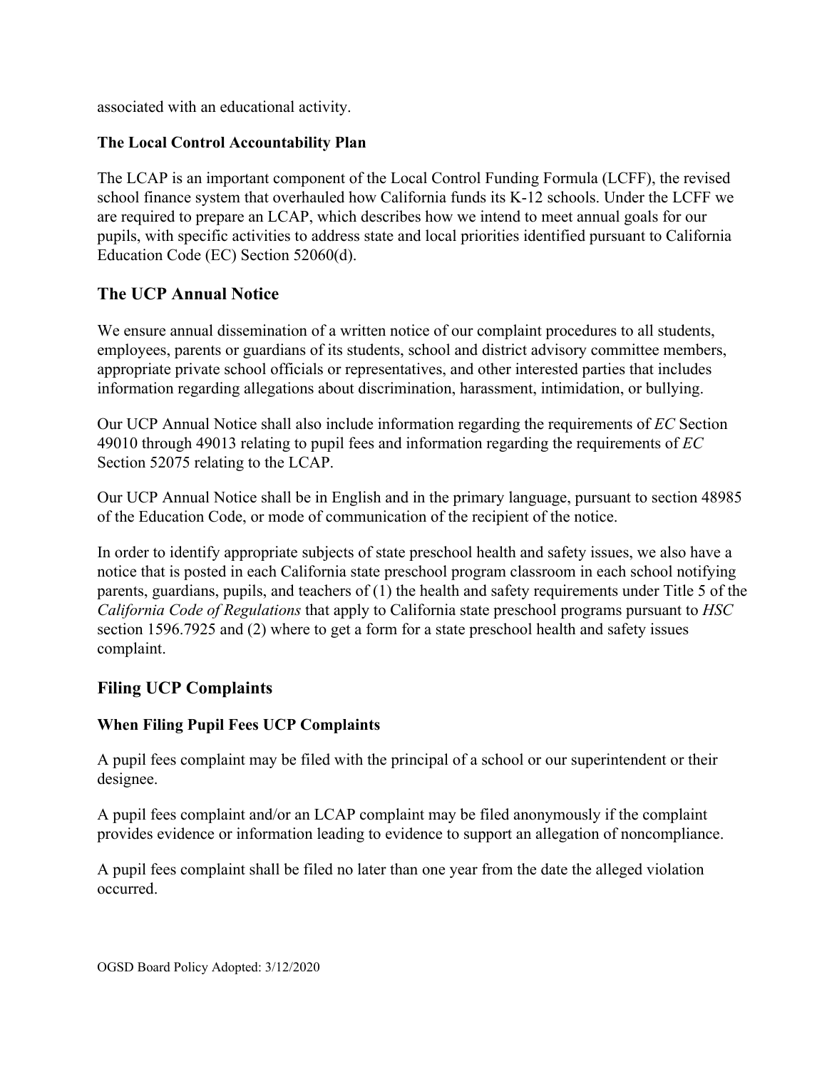associated with an educational activity.

### The Local Control Accountability Plan

The LCAP is an important component of the Local Control Funding Formula (LCFF), the revised school finance system that overhauled how California funds its K-12 schools. Under the LCFF we are required to prepare an LCAP, which describes how we intend to meet annual goals for our pupils, with specific activities to address state and local priorities identified pursuant to California Education Code (EC) Section 52060(d).

## The UCP Annual Notice

We ensure annual dissemination of a written notice of our complaint procedures to all students, employees, parents or guardians of its students, school and district advisory committee members, appropriate private school officials or representatives, and other interested parties that includes information regarding allegations about discrimination, harassment, intimidation, or bullying.

Our UCP Annual Notice shall also include information regarding the requirements of *EC* Section 49010 through 49013 relating to pupil fees and information regarding the requirements of *EC* Section 52075 relating to the LCAP.

Our UCP Annual Notice shall be in English and in the primary language, pursuant to section 48985 of the Education Code, or mode of communication of the recipient of the notice.

In order to identify appropriate subjects of state preschool health and safety issues, we also have a notice that is posted in each California state preschool program classroom in each school notifying parents, guardians, pupils, and teachers of (1) the health and safety requirements under Title 5 of the *California Code of Regulations* that apply to California state preschool programs pursuant to *HSC* section 1596.7925 and (2) where to get a form for a state preschool health and safety issues complaint.

## Filing UCP Complaints

### When Filing Pupil Fees UCP Complaints

A pupil fees complaint may be filed with the principal of a school or our superintendent or their designee.

A pupil fees complaint and/or an LCAP complaint may be filed anonymously if the complaint provides evidence or information leading to evidence to support an allegation of noncompliance.

A pupil fees complaint shall be filed no later than one year from the date the alleged violation occurred.

OGSD Board Policy Adopted: 3/12/2020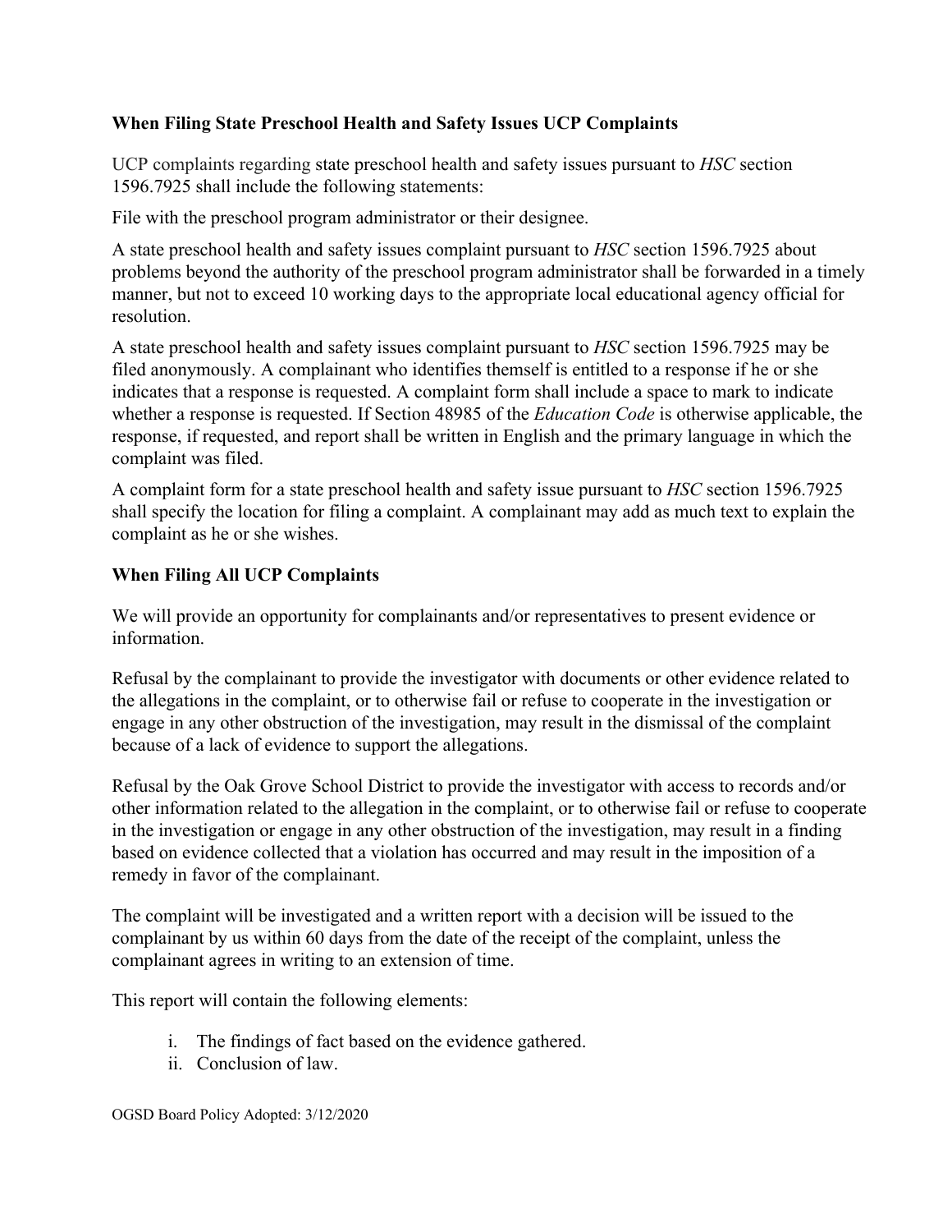### When Filing State Preschool Health and Safety Issues UCP Complaints

UCP complaints regarding state preschool health and safety issues pursuant to *HSC* section 1596.7925 shall include the following statements:

File with the preschool program administrator or their designee.

A state preschool health and safety issues complaint pursuant to *HSC* section 1596.7925 about problems beyond the authority of the preschool program administrator shall be forwarded in a timely manner, but not to exceed 10 working days to the appropriate local educational agency official for resolution.

A state preschool health and safety issues complaint pursuant to *HSC* section 1596.7925 may be filed anonymously. A complainant who identifies themself is entitled to a response if he or she indicates that a response is requested. A complaint form shall include a space to mark to indicate whether a response is requested. If Section 48985 of the *Education Code* is otherwise applicable, the response, if requested, and report shall be written in English and the primary language in which the complaint was filed.

A complaint form for a state preschool health and safety issue pursuant to *HSC* section 1596.7925 shall specify the location for filing a complaint. A complainant may add as much text to explain the complaint as he or she wishes.

### When Filing All UCP Complaints

We will provide an opportunity for complainants and/or representatives to present evidence or information.

Refusal by the complainant to provide the investigator with documents or other evidence related to the allegations in the complaint, or to otherwise fail or refuse to cooperate in the investigation or engage in any other obstruction of the investigation, may result in the dismissal of the complaint because of a lack of evidence to support the allegations.

Refusal by the Oak Grove School District to provide the investigator with access to records and/or other information related to the allegation in the complaint, or to otherwise fail or refuse to cooperate in the investigation or engage in any other obstruction of the investigation, may result in a finding based on evidence collected that a violation has occurred and may result in the imposition of a remedy in favor of the complainant.

The complaint will be investigated and a written report with a decision will be issued to the complainant by us within 60 days from the date of the receipt of the complaint, unless the complainant agrees in writing to an extension of time.

This report will contain the following elements:

i. The findings of fact based on the evidence gathered.
ii. Conclusion of law.

OGSD Board Policy Adopted: 3/12/2020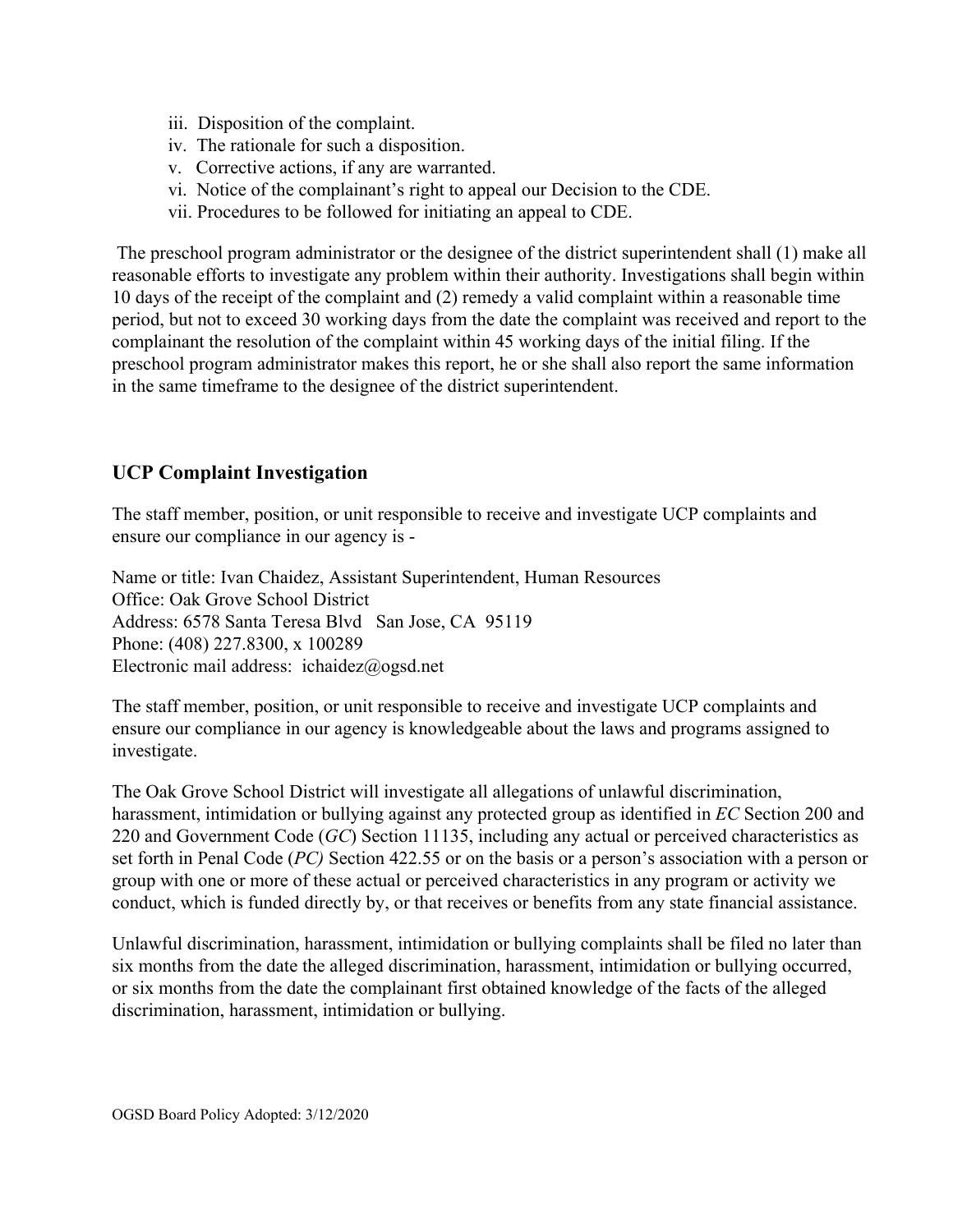iii. Disposition of the complaint.
iv. The rationale for such a disposition.
v. Corrective actions, if any are warranted.
vi. Notice of the complainant's right to appeal our Decision to the CDE.
vii. Procedures to be followed for initiating an appeal to CDE.

The preschool program administrator or the designee of the district superintendent shall (1) make all reasonable efforts to investigate any problem within their authority. Investigations shall begin within 10 days of the receipt of the complaint and (2) remedy a valid complaint within a reasonable time period, but not to exceed 30 working days from the date the complaint was received and report to the complainant the resolution of the complaint within 45 working days of the initial filing. If the preschool program administrator makes this report, he or she shall also report the same information in the same timeframe to the designee of the district superintendent.

## UCP Complaint Investigation

The staff member, position, or unit responsible to receive and investigate UCP complaints and ensure our compliance in our agency is -

Name or title: Ivan Chaidez, Assistant Superintendent, Human Resources
Office: Oak Grove School District
Address: 6578 Santa Teresa Blvd   San Jose, CA  95119
Phone: (408) 227.8300, x 100289
Electronic mail address:  ichaidez@ogsd.net

The staff member, position, or unit responsible to receive and investigate UCP complaints and ensure our compliance in our agency is knowledgeable about the laws and programs assigned to investigate.

The Oak Grove School District will investigate all allegations of unlawful discrimination, harassment, intimidation or bullying against any protected group as identified in *EC* Section 200 and 220 and Government Code (*GC*) Section 11135, including any actual or perceived characteristics as set forth in Penal Code (*PC)* Section 422.55 or on the basis or a person's association with a person or group with one or more of these actual or perceived characteristics in any program or activity we conduct, which is funded directly by, or that receives or benefits from any state financial assistance.

Unlawful discrimination, harassment, intimidation or bullying complaints shall be filed no later than six months from the date the alleged discrimination, harassment, intimidation or bullying occurred, or six months from the date the complainant first obtained knowledge of the facts of the alleged discrimination, harassment, intimidation or bullying.

OGSD Board Policy Adopted: 3/12/2020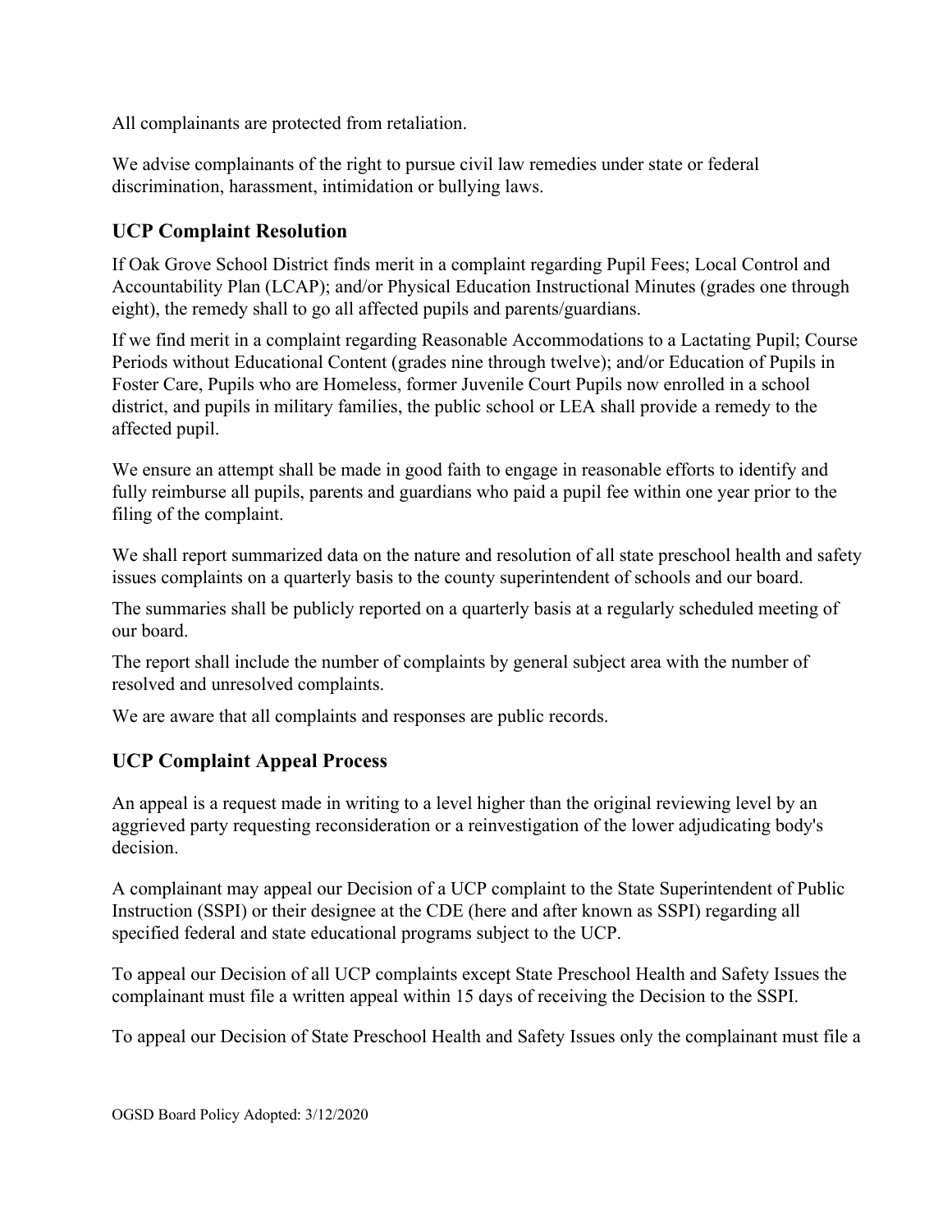All complainants are protected from retaliation.

We advise complainants of the right to pursue civil law remedies under state or federal discrimination, harassment, intimidation or bullying laws.

## UCP Complaint Resolution

If Oak Grove School District finds merit in a complaint regarding Pupil Fees; Local Control and Accountability Plan (LCAP); and/or Physical Education Instructional Minutes (grades one through eight), the remedy shall to go all affected pupils and parents/guardians.

If we find merit in a complaint regarding Reasonable Accommodations to a Lactating Pupil; Course Periods without Educational Content (grades nine through twelve); and/or Education of Pupils in Foster Care, Pupils who are Homeless, former Juvenile Court Pupils now enrolled in a school district, and pupils in military families, the public school or LEA shall provide a remedy to the affected pupil.

We ensure an attempt shall be made in good faith to engage in reasonable efforts to identify and fully reimburse all pupils, parents and guardians who paid a pupil fee within one year prior to the filing of the complaint.

We shall report summarized data on the nature and resolution of all state preschool health and safety issues complaints on a quarterly basis to the county superintendent of schools and our board.

The summaries shall be publicly reported on a quarterly basis at a regularly scheduled meeting of our board.

The report shall include the number of complaints by general subject area with the number of resolved and unresolved complaints.

We are aware that all complaints and responses are public records.

## UCP Complaint Appeal Process

An appeal is a request made in writing to a level higher than the original reviewing level by an aggrieved party requesting reconsideration or a reinvestigation of the lower adjudicating body's decision.

A complainant may appeal our Decision of a UCP complaint to the State Superintendent of Public Instruction (SSPI) or their designee at the CDE (here and after known as SSPI) regarding all specified federal and state educational programs subject to the UCP.

To appeal our Decision of all UCP complaints except State Preschool Health and Safety Issues the complainant must file a written appeal within 15 days of receiving the Decision to the SSPI.

To appeal our Decision of State Preschool Health and Safety Issues only the complainant must file a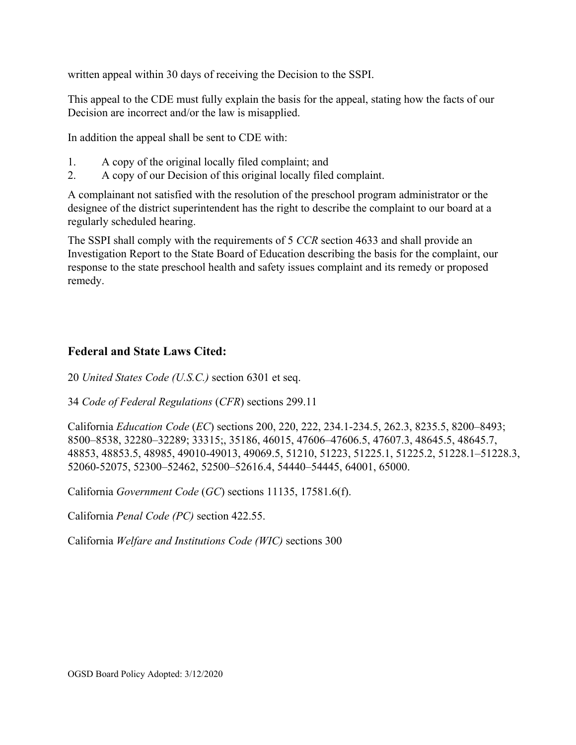written appeal within 30 days of receiving the Decision to the SSPI.

This appeal to the CDE must fully explain the basis for the appeal, stating how the facts of our Decision are incorrect and/or the law is misapplied.

In addition the appeal shall be sent to CDE with:

1. A copy of the original locally filed complaint; and
2. A copy of our Decision of this original locally filed complaint.

A complainant not satisfied with the resolution of the preschool program administrator or the designee of the district superintendent has the right to describe the complaint to our board at a regularly scheduled hearing.

The SSPI shall comply with the requirements of 5 *CCR* section 4633 and shall provide an Investigation Report to the State Board of Education describing the basis for the complaint, our response to the state preschool health and safety issues complaint and its remedy or proposed remedy.

### Federal and State Laws Cited:

20 *United States Code (U.S.C.)* section 6301 et seq.

34 *Code of Federal Regulations* (*CFR*) sections 299.11

California *Education Code* (*EC*) sections 200, 220, 222, 234.1-234.5, 262.3, 8235.5, 8200–8493; 8500–8538, 32280–32289; 33315;, 35186, 46015, 47606–47606.5, 47607.3, 48645.5, 48645.7, 48853, 48853.5, 48985, 49010-49013, 49069.5, 51210, 51223, 51225.1, 51225.2, 51228.1–51228.3, 52060-52075, 52300–52462, 52500–52616.4, 54440–54445, 64001, 65000.

California *Government Code* (*GC*) sections 11135, 17581.6(f).

California *Penal Code (PC)* section 422.55.

California *Welfare and Institutions Code (WIC)* sections 300

OGSD Board Policy Adopted: 3/12/2020